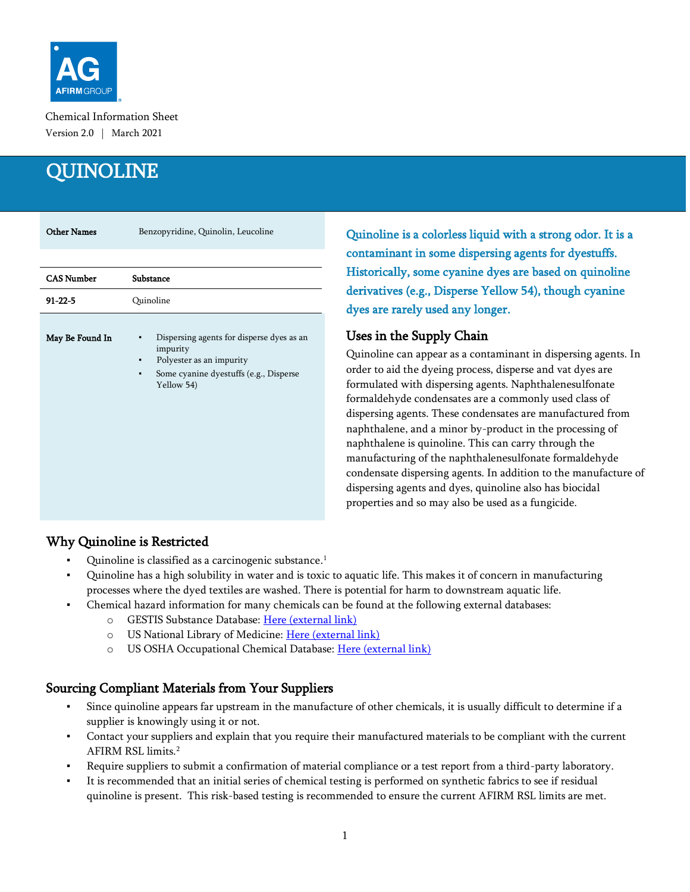AFIRM GROUP

Chemical Information Sheet
Version 2.0 | March 2021

# QUINOLINE

| Other Names | Benzopyridine, Quinolin, Leucoline |
|---|---|

| CAS Number | Substance |
|---|---|
| 91-22-5 | Quinoline |

**May Be Found In**

- Dispersing agents for disperse dyes as an impurity
- Polyester as an impurity
- Some cyanine dyestuffs (e.g., Disperse Yellow 54)

Quinoline is a colorless liquid with a strong odor. It is a contaminant in some dispersing agents for dyestuffs. Historically, some cyanine dyes are based on quinoline derivatives (e.g., Disperse Yellow 54), though cyanine dyes are rarely used any longer.

## Uses in the Supply Chain

Quinoline can appear as a contaminant in dispersing agents. In order to aid the dyeing process, disperse and vat dyes are formulated with dispersing agents. Naphthalenesulfonate formaldehyde condensates are a commonly used class of dispersing agents. These condensates are manufactured from naphthalene, and a minor by-product in the processing of naphthalene is quinoline. This can carry through the manufacturing of the naphthalenesulfonate formaldehyde condensate dispersing agents. In addition to the manufacture of dispersing agents and dyes, quinoline also has biocidal properties and so may also be used as a fungicide.

## Why Quinoline is Restricted

- Quinoline is classified as a carcinogenic substance.[1]
- Quinoline has a high solubility in water and is toxic to aquatic life. This makes it of concern in manufacturing processes where the dyed textiles are washed. There is potential for harm to downstream aquatic life.
- Chemical hazard information for many chemicals can be found at the following external databases:
  - GESTIS Substance Database: Here (external link)
  - US National Library of Medicine: Here (external link)
  - US OSHA Occupational Chemical Database: Here (external link)

## Sourcing Compliant Materials from Your Suppliers

- Since quinoline appears far upstream in the manufacture of other chemicals, it is usually difficult to determine if a supplier is knowingly using it or not.
- Contact your suppliers and explain that you require their manufactured materials to be compliant with the current AFIRM RSL limits.[2]
- Require suppliers to submit a confirmation of material compliance or a test report from a third-party laboratory.
- It is recommended that an initial series of chemical testing is performed on synthetic fabrics to see if residual quinoline is present. This risk-based testing is recommended to ensure the current AFIRM RSL limits are met.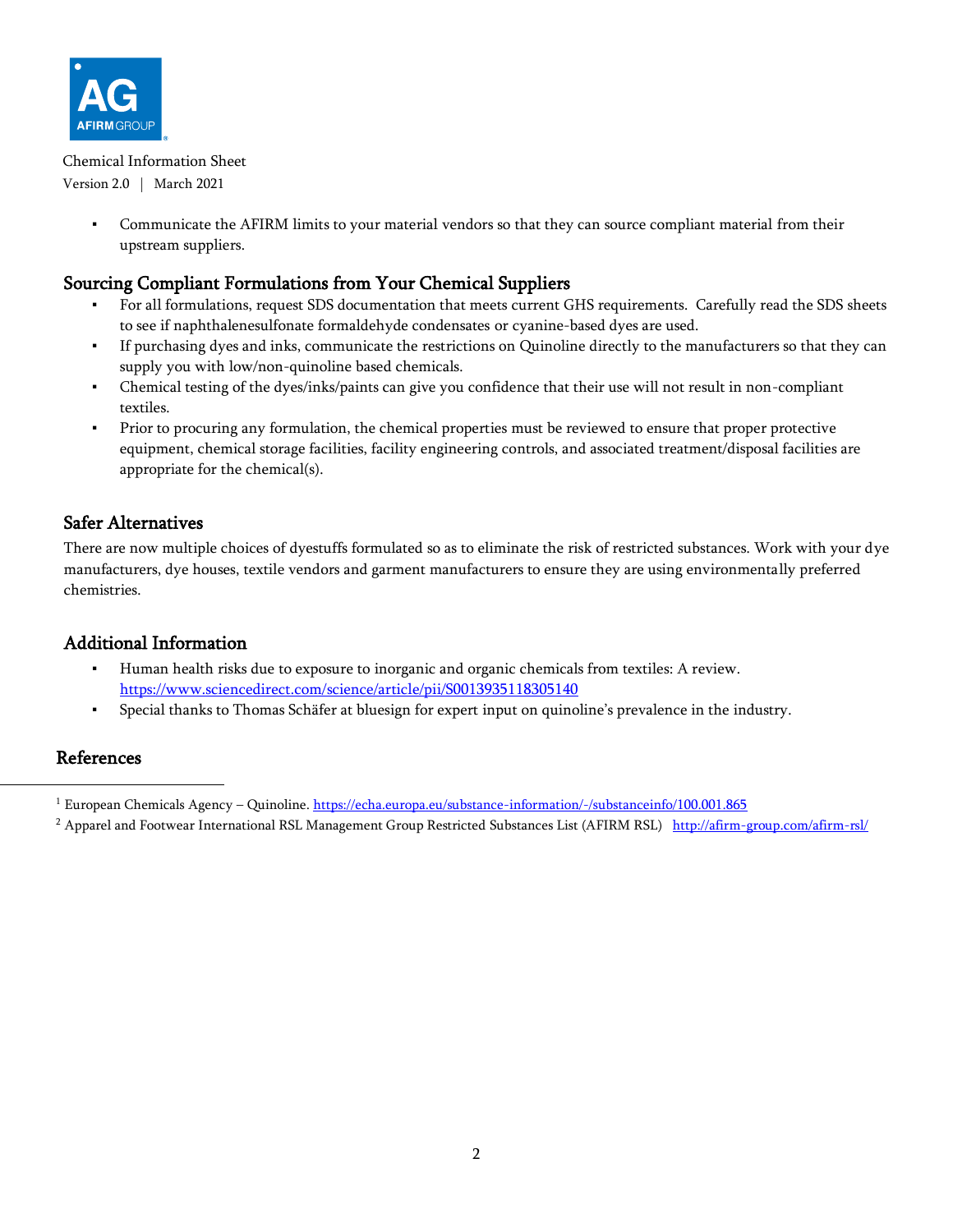Chemical Information Sheet
Version 2.0 | March 2021

- Communicate the AFIRM limits to your material vendors so that they can source compliant material from their upstream suppliers.

## Sourcing Compliant Formulations from Your Chemical Suppliers

- For all formulations, request SDS documentation that meets current GHS requirements. Carefully read the SDS sheets to see if naphthalenesulfonate formaldehyde condensates or cyanine-based dyes are used.
- If purchasing dyes and inks, communicate the restrictions on Quinoline directly to the manufacturers so that they can supply you with low/non-quinoline based chemicals.
- Chemical testing of the dyes/inks/paints can give you confidence that their use will not result in non-compliant textiles.
- Prior to procuring any formulation, the chemical properties must be reviewed to ensure that proper protective equipment, chemical storage facilities, facility engineering controls, and associated treatment/disposal facilities are appropriate for the chemical(s).

## Safer Alternatives

There are now multiple choices of dyestuffs formulated so as to eliminate the risk of restricted substances. Work with your dye manufacturers, dye houses, textile vendors and garment manufacturers to ensure they are using environmentally preferred chemistries.

## Additional Information

- Human health risks due to exposure to inorganic and organic chemicals from textiles: A review. https://www.sciencedirect.com/science/article/pii/S0013935118305140
- Special thanks to Thomas Schäfer at bluesign for expert input on quinoline's prevalence in the industry.

## References

[1] European Chemicals Agency – Quinoline. https://echa.europa.eu/substance-information/-/substanceinfo/100.001.865

[2] Apparel and Footwear International RSL Management Group Restricted Substances List (AFIRM RSL) http://afirm-group.com/afirm-rsl/